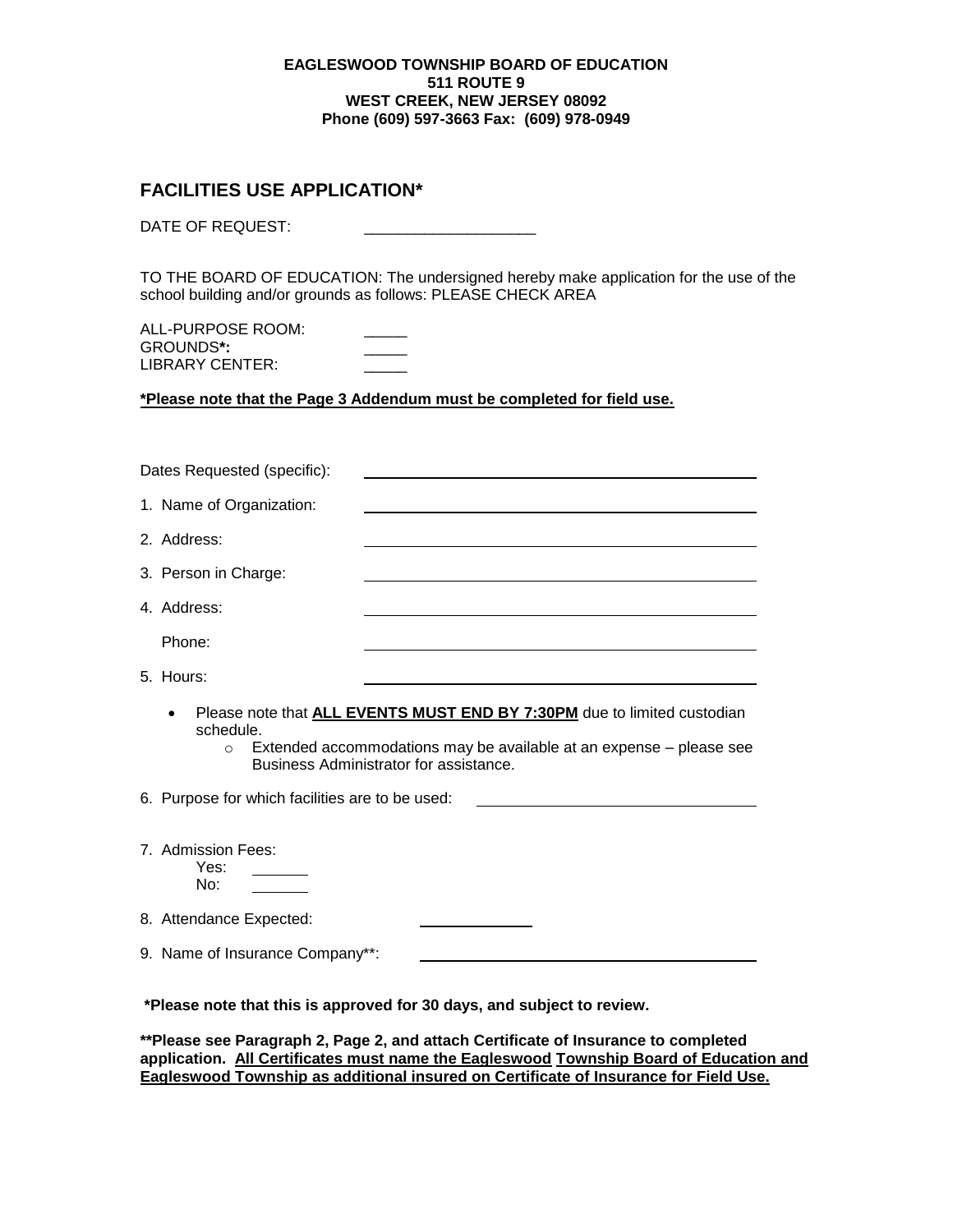**EAGLESWOOD TOWNSHIP BOARD OF EDUCATION**
**511 ROUTE 9**
**WEST CREEK, NEW JERSEY 08092**
**Phone (609) 597-3663 Fax: (609) 978-0949**

## FACILITIES USE APPLICATION*

DATE OF REQUEST: ____________________

TO THE BOARD OF EDUCATION: The undersigned hereby make application for the use of the school building and/or grounds as follows: PLEASE CHECK AREA

ALL-PURPOSE ROOM: _____
GROUNDS**\***: _____
LIBRARY CENTER: _____

**\*Please note that the Page 3 Addendum must be completed for field use.**

Dates Requested (specific): ____________________

1. Name of Organization: ____________________
2. Address: ____________________
3. Person in Charge: ____________________
4. Address: ____________________

   Phone: ____________________
5. Hours: ____________________
   - Please note that **ALL EVENTS MUST END BY 7:30PM** due to limited custodian schedule.
     - Extended accommodations may be available at an expense – please see Business Administrator for assistance.
6. Purpose for which facilities are to be used: ____________________
7. Admission Fees:
   Yes: _______
   No: _______
8. Attendance Expected: ____________
9. Name of Insurance Company**: ____________________

**\*Please note that this is approved for 30 days, and subject to review.**

**\*\*Please see Paragraph 2, Page 2, and attach Certificate of Insurance to completed application. All Certificates must name the Eagleswood Township Board of Education and Eagleswood Township as additional insured on Certificate of Insurance for Field Use.**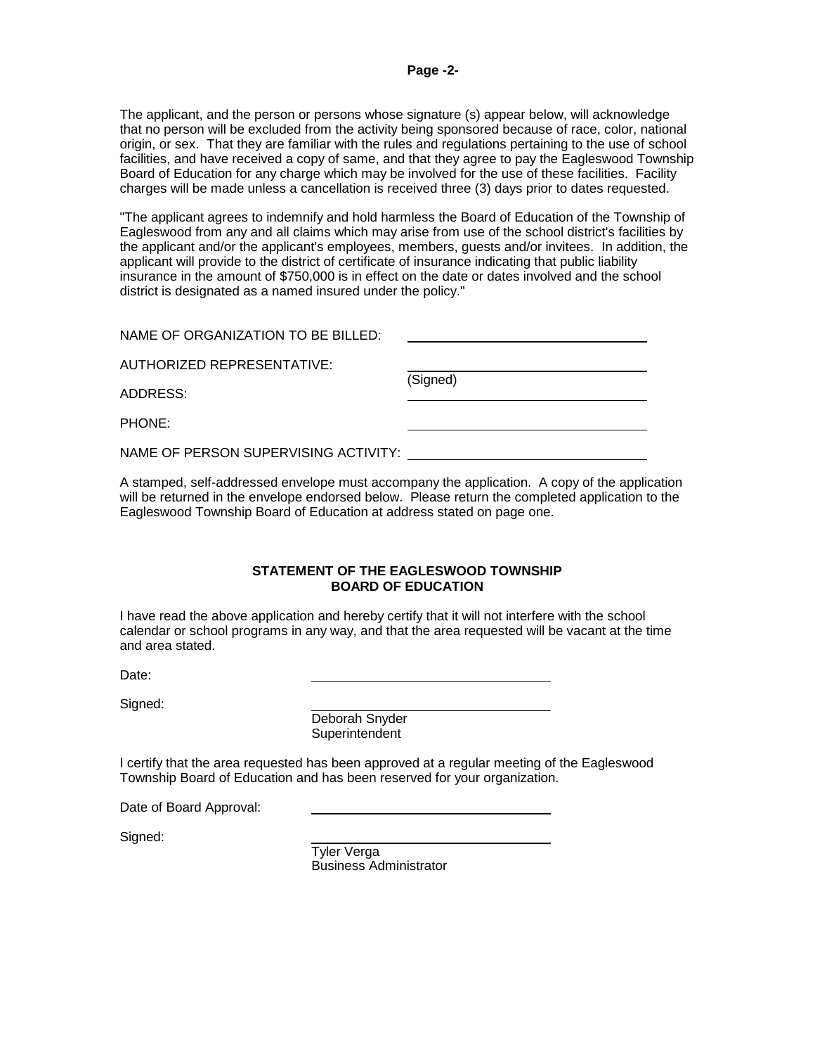The applicant, and the person or persons whose signature (s) appear below, will acknowledge that no person will be excluded from the activity being sponsored because of race, color, national origin, or sex. That they are familiar with the rules and regulations pertaining to the use of school facilities, and have received a copy of same, and that they agree to pay the Eagleswood Township Board of Education for any charge which may be involved for the use of these facilities. Facility charges will be made unless a cancellation is received three (3) days prior to dates requested.

"The applicant agrees to indemnify and hold harmless the Board of Education of the Township of Eagleswood from any and all claims which may arise from use of the school district's facilities by the applicant and/or the applicant's employees, members, guests and/or invitees. In addition, the applicant will provide to the district of certificate of insurance indicating that public liability insurance in the amount of $750,000 is in effect on the date or dates involved and the school district is designated as a named insured under the policy."

NAME OF ORGANIZATION TO BE BILLED: ______________________________

AUTHORIZED REPRESENTATIVE: ______________________________
(Signed)

ADDRESS: ______________________________

PHONE: ______________________________

NAME OF PERSON SUPERVISING ACTIVITY: ______________________________

A stamped, self-addressed envelope must accompany the application. A copy of the application will be returned in the envelope endorsed below. Please return the completed application to the Eagleswood Township Board of Education at address stated on page one.

**STATEMENT OF THE EAGLESWOOD TOWNSHIP BOARD OF EDUCATION**

I have read the above application and hereby certify that it will not interfere with the school calendar or school programs in any way, and that the area requested will be vacant at the time and area stated.

Date: ______________________________

Signed: ______________________________
Deborah Snyder
Superintendent

I certify that the area requested has been approved at a regular meeting of the Eagleswood Township Board of Education and has been reserved for your organization.

Date of Board Approval: ______________________________

Signed: ______________________________
Tyler Verga
Business Administrator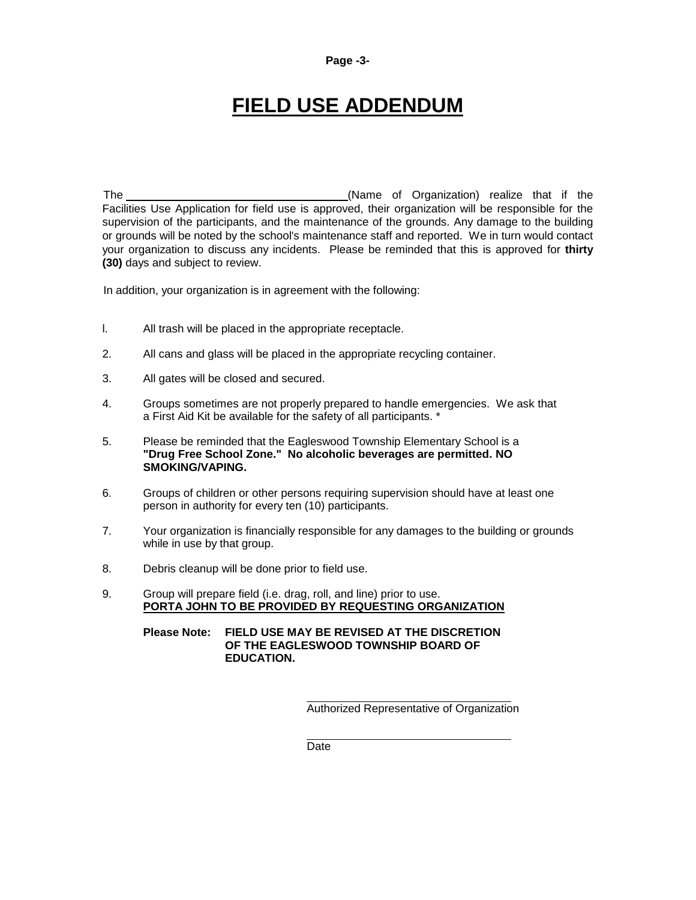# FIELD USE ADDENDUM

The ________________________________(Name of Organization) realize that if the Facilities Use Application for field use is approved, their organization will be responsible for the supervision of the participants, and the maintenance of the grounds. Any damage to the building or grounds will be noted by the school's maintenance staff and reported. We in turn would contact your organization to discuss any incidents. Please be reminded that this is approved for **thirty (30)** days and subject to review.

In addition, your organization is in agreement with the following:

l. All trash will be placed in the appropriate receptacle.

2. All cans and glass will be placed in the appropriate recycling container.

3. All gates will be closed and secured.

4. Groups sometimes are not properly prepared to handle emergencies. We ask that a First Aid Kit be available for the safety of all participants. *

5. Please be reminded that the Eagleswood Township Elementary School is a **"Drug Free School Zone." No alcoholic beverages are permitted. NO SMOKING/VAPING.**

6. Groups of children or other persons requiring supervision should have at least one person in authority for every ten (10) participants.

7. Your organization is financially responsible for any damages to the building or grounds while in use by that group.

8. Debris cleanup will be done prior to field use.

9. Group will prepare field (i.e. drag, roll, and line) prior to use.
**PORTA JOHN TO BE PROVIDED BY REQUESTING ORGANIZATION**

**Please Note: FIELD USE MAY BE REVISED AT THE DISCRETION OF THE EAGLESWOOD TOWNSHIP BOARD OF EDUCATION.**

________________________________
Authorized Representative of Organization

________________________________
Date